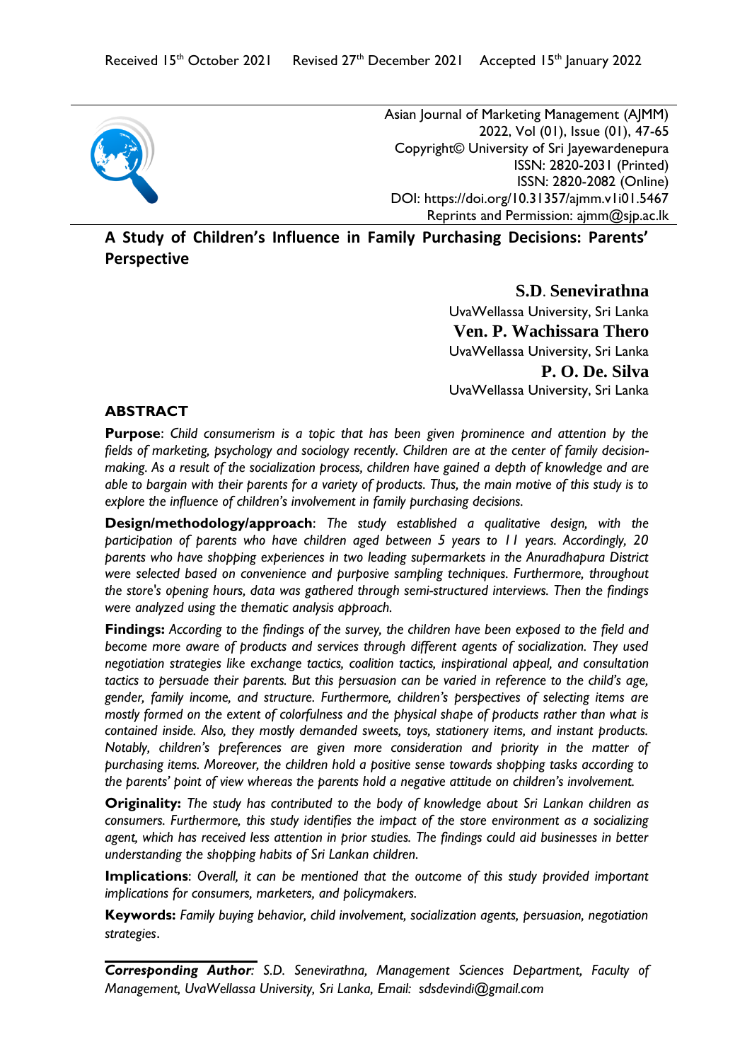Received 15th October 2021 Revised 27th December 2021 Accepted 15th January 2022

Asian Journal of Marketing Management (AJMM)
2022, Vol (01), Issue (01), 47-65
Copyright© University of Sri Jayewardenepura
ISSN: 2820-2031 (Printed)
ISSN: 2820-2082 (Online)
DOI: https://doi.org/10.31357/ajmm.v1i01.5467
Reprints and Permission: ajmm@sjp.ac.lk

# A Study of Children's Influence in Family Purchasing Decisions: Parents' Perspective

**S.D. Senevirathna**
UvaWellassa University, Sri Lanka

**Ven. P. Wachissara Thero**
UvaWellassa University, Sri Lanka

**P. O. De. Silva**
UvaWellassa University, Sri Lanka

## ABSTRACT

**Purpose**: *Child consumerism is a topic that has been given prominence and attention by the fields of marketing, psychology and sociology recently. Children are at the center of family decision-making. As a result of the socialization process, children have gained a depth of knowledge and are able to bargain with their parents for a variety of products. Thus, the main motive of this study is to explore the influence of children's involvement in family purchasing decisions.*

**Design/methodology/approach**: *The study established a qualitative design, with the participation of parents who have children aged between 5 years to 11 years. Accordingly, 20 parents who have shopping experiences in two leading supermarkets in the Anuradhapura District were selected based on convenience and purposive sampling techniques. Furthermore, throughout the store's opening hours, data was gathered through semi-structured interviews. Then the findings were analyzed using the thematic analysis approach.*

**Findings:** *According to the findings of the survey, the children have been exposed to the field and become more aware of products and services through different agents of socialization. They used negotiation strategies like exchange tactics, coalition tactics, inspirational appeal, and consultation tactics to persuade their parents. But this persuasion can be varied in reference to the child's age, gender, family income, and structure. Furthermore, children's perspectives of selecting items are mostly formed on the extent of colorfulness and the physical shape of products rather than what is contained inside. Also, they mostly demanded sweets, toys, stationery items, and instant products. Notably, children's preferences are given more consideration and priority in the matter of purchasing items. Moreover, the children hold a positive sense towards shopping tasks according to the parents' point of view whereas the parents hold a negative attitude on children's involvement.*

**Originality:** *The study has contributed to the body of knowledge about Sri Lankan children as consumers. Furthermore, this study identifies the impact of the store environment as a socializing agent, which has received less attention in prior studies. The findings could aid businesses in better understanding the shopping habits of Sri Lankan children.*

**Implications**: *Overall, it can be mentioned that the outcome of this study provided important implications for consumers, marketers, and policymakers.*

**Keywords:** *Family buying behavior, child involvement, socialization agents, persuasion, negotiation strategies*.

***Corresponding Author***: *S.D. Senevirathna, Management Sciences Department, Faculty of Management, UvaWellassa University, Sri Lanka, Email: sdsdevindi@gmail.com*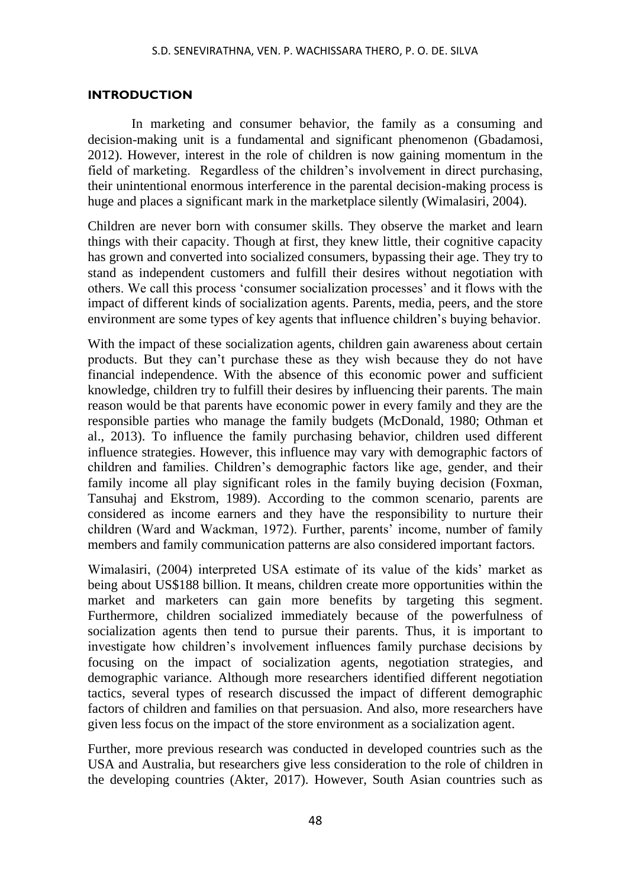## INTRODUCTION

In marketing and consumer behavior, the family as a consuming and decision-making unit is a fundamental and significant phenomenon (Gbadamosi, 2012). However, interest in the role of children is now gaining momentum in the field of marketing. Regardless of the children's involvement in direct purchasing, their unintentional enormous interference in the parental decision-making process is huge and places a significant mark in the marketplace silently (Wimalasiri, 2004).

Children are never born with consumer skills. They observe the market and learn things with their capacity. Though at first, they knew little, their cognitive capacity has grown and converted into socialized consumers, bypassing their age. They try to stand as independent customers and fulfill their desires without negotiation with others. We call this process 'consumer socialization processes' and it flows with the impact of different kinds of socialization agents. Parents, media, peers, and the store environment are some types of key agents that influence children's buying behavior.

With the impact of these socialization agents, children gain awareness about certain products. But they can't purchase these as they wish because they do not have financial independence. With the absence of this economic power and sufficient knowledge, children try to fulfill their desires by influencing their parents. The main reason would be that parents have economic power in every family and they are the responsible parties who manage the family budgets (McDonald, 1980; Othman et al., 2013). To influence the family purchasing behavior, children used different influence strategies. However, this influence may vary with demographic factors of children and families. Children's demographic factors like age, gender, and their family income all play significant roles in the family buying decision (Foxman, Tansuhaj and Ekstrom, 1989). According to the common scenario, parents are considered as income earners and they have the responsibility to nurture their children (Ward and Wackman, 1972). Further, parents' income, number of family members and family communication patterns are also considered important factors.

Wimalasiri, (2004) interpreted USA estimate of its value of the kids' market as being about US$188 billion. It means, children create more opportunities within the market and marketers can gain more benefits by targeting this segment. Furthermore, children socialized immediately because of the powerfulness of socialization agents then tend to pursue their parents. Thus, it is important to investigate how children's involvement influences family purchase decisions by focusing on the impact of socialization agents, negotiation strategies, and demographic variance. Although more researchers identified different negotiation tactics, several types of research discussed the impact of different demographic factors of children and families on that persuasion. And also, more researchers have given less focus on the impact of the store environment as a socialization agent.

Further, more previous research was conducted in developed countries such as the USA and Australia, but researchers give less consideration to the role of children in the developing countries (Akter, 2017). However, South Asian countries such as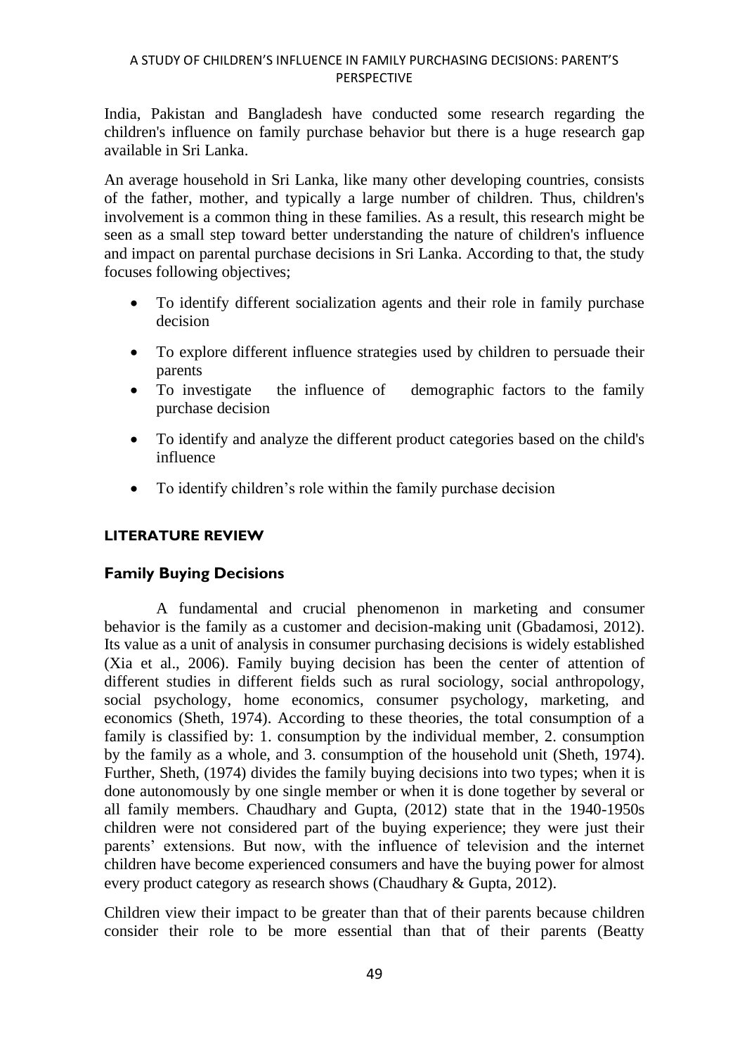India, Pakistan and Bangladesh have conducted some research regarding the children's influence on family purchase behavior but there is a huge research gap available in Sri Lanka.

An average household in Sri Lanka, like many other developing countries, consists of the father, mother, and typically a large number of children. Thus, children's involvement is a common thing in these families. As a result, this research might be seen as a small step toward better understanding the nature of children's influence and impact on parental purchase decisions in Sri Lanka. According to that, the study focuses following objectives;

- To identify different socialization agents and their role in family purchase decision
- To explore different influence strategies used by children to persuade their parents
- To investigate the influence of demographic factors to the family purchase decision
- To identify and analyze the different product categories based on the child's influence
- To identify children's role within the family purchase decision

## LITERATURE REVIEW

### Family Buying Decisions

A fundamental and crucial phenomenon in marketing and consumer behavior is the family as a customer and decision-making unit (Gbadamosi, 2012). Its value as a unit of analysis in consumer purchasing decisions is widely established (Xia et al., 2006). Family buying decision has been the center of attention of different studies in different fields such as rural sociology, social anthropology, social psychology, home economics, consumer psychology, marketing, and economics (Sheth, 1974). According to these theories, the total consumption of a family is classified by: 1. consumption by the individual member, 2. consumption by the family as a whole, and 3. consumption of the household unit (Sheth, 1974). Further, Sheth, (1974) divides the family buying decisions into two types; when it is done autonomously by one single member or when it is done together by several or all family members. Chaudhary and Gupta, (2012) state that in the 1940-1950s children were not considered part of the buying experience; they were just their parents' extensions. But now, with the influence of television and the internet children have become experienced consumers and have the buying power for almost every product category as research shows (Chaudhary & Gupta, 2012).

Children view their impact to be greater than that of their parents because children consider their role to be more essential than that of their parents (Beatty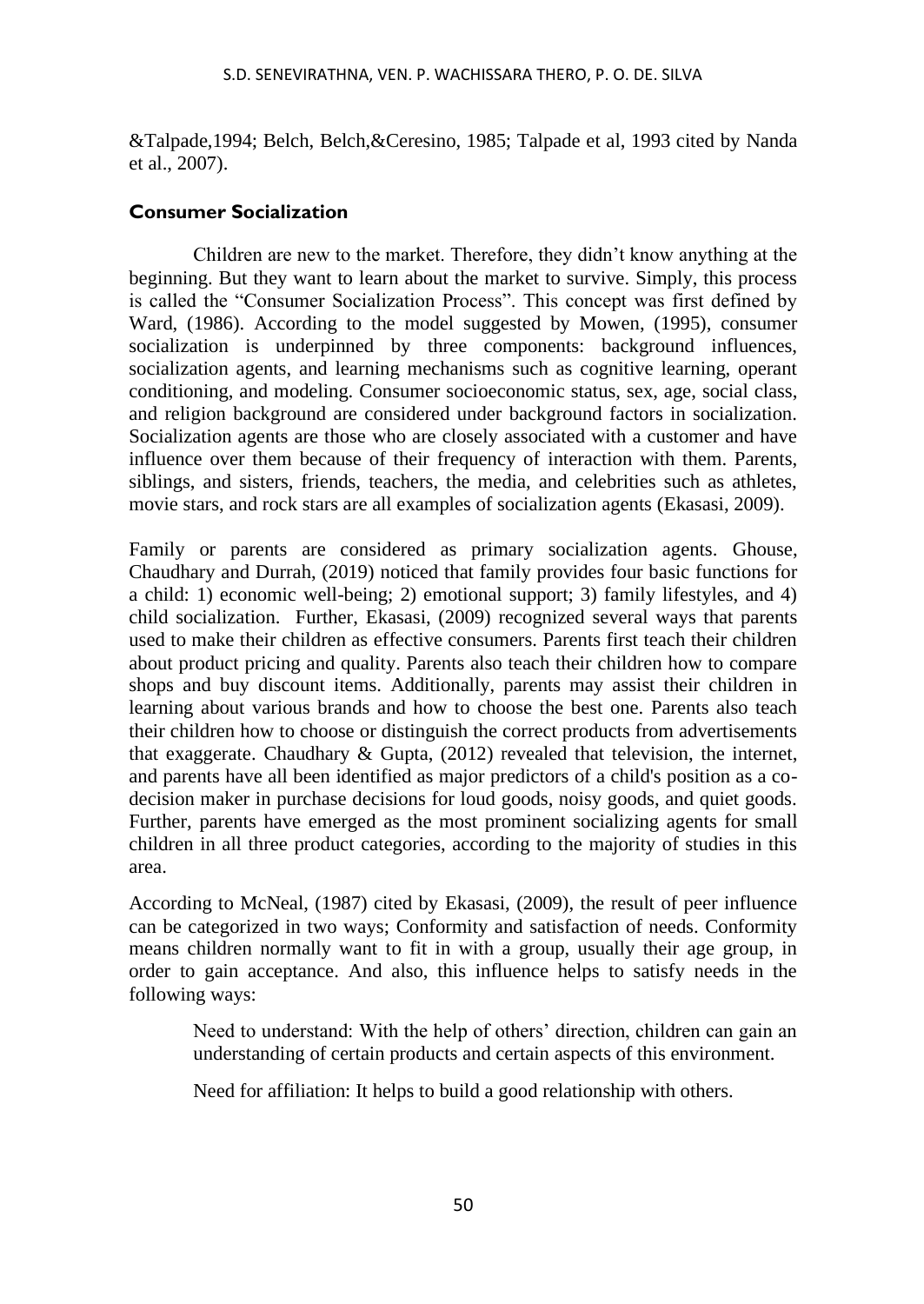&Talpade,1994; Belch, Belch,&Ceresino, 1985; Talpade et al, 1993 cited by Nanda et al., 2007).

### Consumer Socialization

Children are new to the market. Therefore, they didn't know anything at the beginning. But they want to learn about the market to survive. Simply, this process is called the "Consumer Socialization Process". This concept was first defined by Ward, (1986). According to the model suggested by Mowen, (1995), consumer socialization is underpinned by three components: background influences, socialization agents, and learning mechanisms such as cognitive learning, operant conditioning, and modeling. Consumer socioeconomic status, sex, age, social class, and religion background are considered under background factors in socialization. Socialization agents are those who are closely associated with a customer and have influence over them because of their frequency of interaction with them. Parents, siblings, and sisters, friends, teachers, the media, and celebrities such as athletes, movie stars, and rock stars are all examples of socialization agents (Ekasasi, 2009).

Family or parents are considered as primary socialization agents. Ghouse, Chaudhary and Durrah, (2019) noticed that family provides four basic functions for a child: 1) economic well-being; 2) emotional support; 3) family lifestyles, and 4) child socialization. Further, Ekasasi, (2009) recognized several ways that parents used to make their children as effective consumers. Parents first teach their children about product pricing and quality. Parents also teach their children how to compare shops and buy discount items. Additionally, parents may assist their children in learning about various brands and how to choose the best one. Parents also teach their children how to choose or distinguish the correct products from advertisements that exaggerate. Chaudhary & Gupta, (2012) revealed that television, the internet, and parents have all been identified as major predictors of a child's position as a co-decision maker in purchase decisions for loud goods, noisy goods, and quiet goods. Further, parents have emerged as the most prominent socializing agents for small children in all three product categories, according to the majority of studies in this area.

According to McNeal, (1987) cited by Ekasasi, (2009), the result of peer influence can be categorized in two ways; Conformity and satisfaction of needs. Conformity means children normally want to fit in with a group, usually their age group, in order to gain acceptance. And also, this influence helps to satisfy needs in the following ways:

> Need to understand: With the help of others' direction, children can gain an understanding of certain products and certain aspects of this environment.
>
> Need for affiliation: It helps to build a good relationship with others.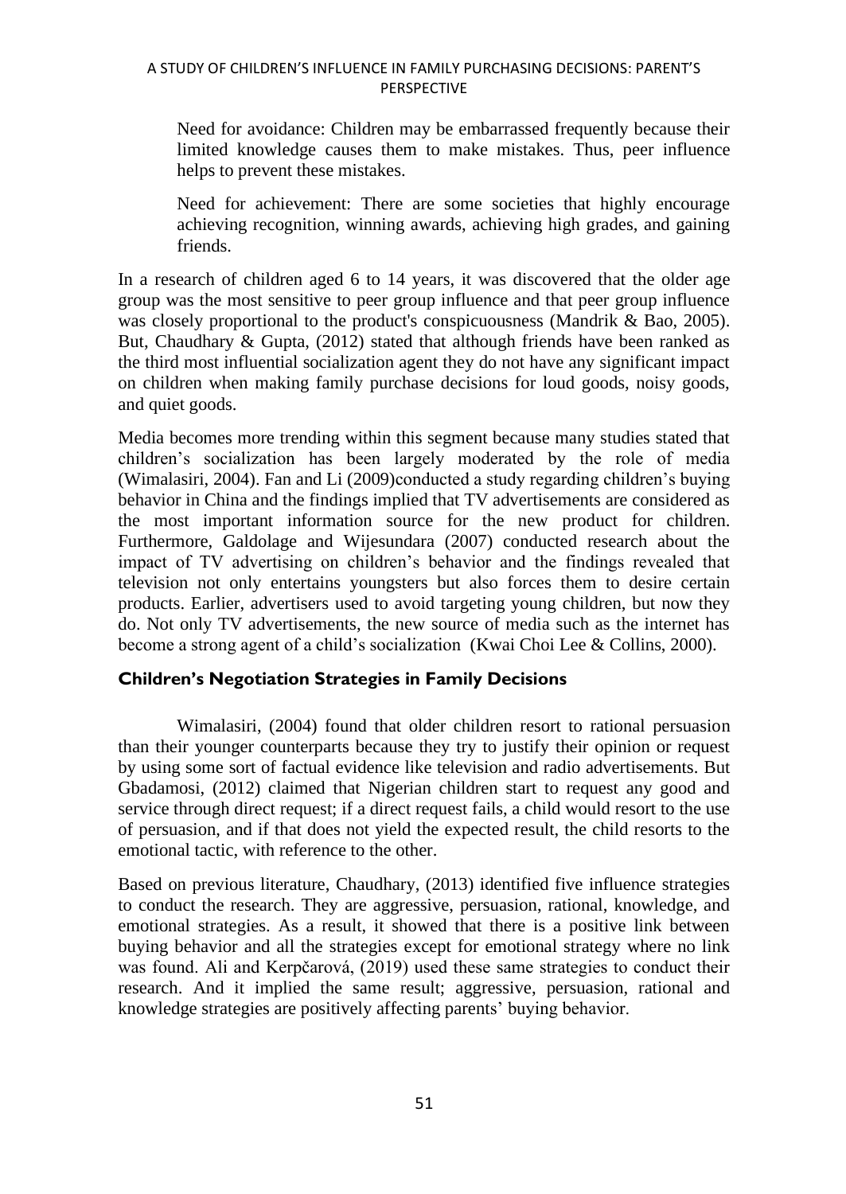Need for avoidance: Children may be embarrassed frequently because their limited knowledge causes them to make mistakes. Thus, peer influence helps to prevent these mistakes.

Need for achievement: There are some societies that highly encourage achieving recognition, winning awards, achieving high grades, and gaining friends.

In a research of children aged 6 to 14 years, it was discovered that the older age group was the most sensitive to peer group influence and that peer group influence was closely proportional to the product's conspicuousness (Mandrik & Bao, 2005). But, Chaudhary & Gupta, (2012) stated that although friends have been ranked as the third most influential socialization agent they do not have any significant impact on children when making family purchase decisions for loud goods, noisy goods, and quiet goods.

Media becomes more trending within this segment because many studies stated that children's socialization has been largely moderated by the role of media (Wimalasiri, 2004). Fan and Li (2009)conducted a study regarding children's buying behavior in China and the findings implied that TV advertisements are considered as the most important information source for the new product for children. Furthermore, Galdolage and Wijesundara (2007) conducted research about the impact of TV advertising on children's behavior and the findings revealed that television not only entertains youngsters but also forces them to desire certain products. Earlier, advertisers used to avoid targeting young children, but now they do. Not only TV advertisements, the new source of media such as the internet has become a strong agent of a child's socialization (Kwai Choi Lee & Collins, 2000).

## Children's Negotiation Strategies in Family Decisions

Wimalasiri, (2004) found that older children resort to rational persuasion than their younger counterparts because they try to justify their opinion or request by using some sort of factual evidence like television and radio advertisements. But Gbadamosi, (2012) claimed that Nigerian children start to request any good and service through direct request; if a direct request fails, a child would resort to the use of persuasion, and if that does not yield the expected result, the child resorts to the emotional tactic, with reference to the other.

Based on previous literature, Chaudhary, (2013) identified five influence strategies to conduct the research. They are aggressive, persuasion, rational, knowledge, and emotional strategies. As a result, it showed that there is a positive link between buying behavior and all the strategies except for emotional strategy where no link was found. Ali and Kerpčarová, (2019) used these same strategies to conduct their research. And it implied the same result; aggressive, persuasion, rational and knowledge strategies are positively affecting parents' buying behavior.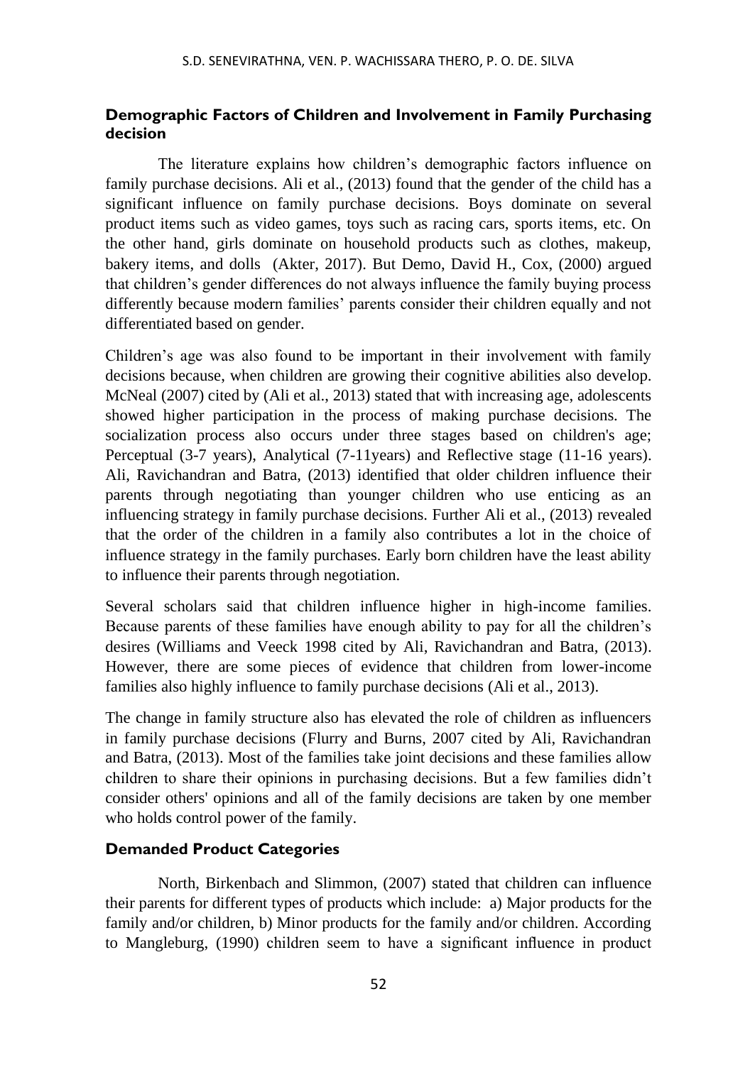### Demographic Factors of Children and Involvement in Family Purchasing decision

The literature explains how children's demographic factors influence on family purchase decisions. Ali et al., (2013) found that the gender of the child has a significant influence on family purchase decisions. Boys dominate on several product items such as video games, toys such as racing cars, sports items, etc. On the other hand, girls dominate on household products such as clothes, makeup, bakery items, and dolls (Akter, 2017). But Demo, David H., Cox, (2000) argued that children's gender differences do not always influence the family buying process differently because modern families' parents consider their children equally and not differentiated based on gender.

Children's age was also found to be important in their involvement with family decisions because, when children are growing their cognitive abilities also develop. McNeal (2007) cited by (Ali et al., 2013) stated that with increasing age, adolescents showed higher participation in the process of making purchase decisions. The socialization process also occurs under three stages based on children's age; Perceptual (3-7 years), Analytical (7-11years) and Reflective stage (11-16 years). Ali, Ravichandran and Batra, (2013) identified that older children influence their parents through negotiating than younger children who use enticing as an influencing strategy in family purchase decisions. Further Ali et al., (2013) revealed that the order of the children in a family also contributes a lot in the choice of influence strategy in the family purchases. Early born children have the least ability to influence their parents through negotiation.

Several scholars said that children influence higher in high-income families. Because parents of these families have enough ability to pay for all the children's desires (Williams and Veeck 1998 cited by Ali, Ravichandran and Batra, (2013). However, there are some pieces of evidence that children from lower-income families also highly influence to family purchase decisions (Ali et al., 2013).

The change in family structure also has elevated the role of children as influencers in family purchase decisions (Flurry and Burns, 2007 cited by Ali, Ravichandran and Batra, (2013). Most of the families take joint decisions and these families allow children to share their opinions in purchasing decisions. But a few families didn't consider others' opinions and all of the family decisions are taken by one member who holds control power of the family.

### Demanded Product Categories

North, Birkenbach and Slimmon, (2007) stated that children can influence their parents for different types of products which include: a) Major products for the family and/or children, b) Minor products for the family and/or children. According to Mangleburg, (1990) children seem to have a significant influence in product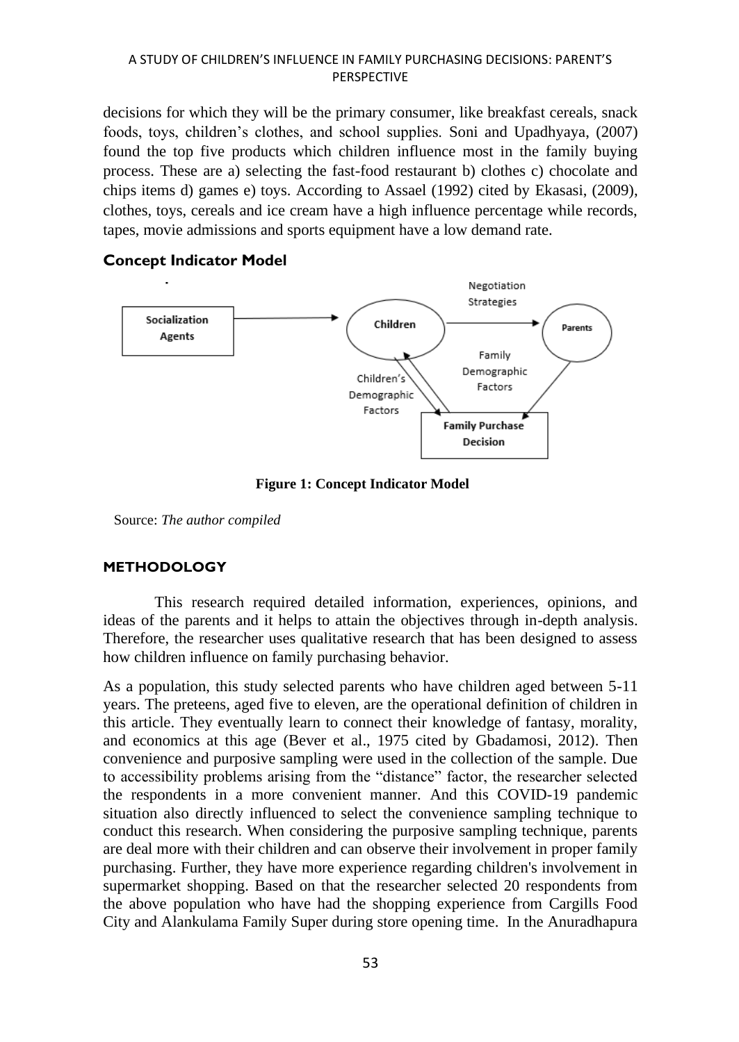decisions for which they will be the primary consumer, like breakfast cereals, snack foods, toys, children's clothes, and school supplies. Soni and Upadhyaya, (2007) found the top five products which children influence most in the family buying process. These are a) selecting the fast-food restaurant b) clothes c) chocolate and chips items d) games e) toys. According to Assael (1992) cited by Ekasasi, (2009), clothes, toys, cereals and ice cream have a high influence percentage while records, tapes, movie admissions and sports equipment have a low demand rate.

### Concept Indicator Model

**Figure 1: Concept Indicator Model**

Source: *The author compiled*

## METHODOLOGY

This research required detailed information, experiences, opinions, and ideas of the parents and it helps to attain the objectives through in-depth analysis. Therefore, the researcher uses qualitative research that has been designed to assess how children influence on family purchasing behavior.

As a population, this study selected parents who have children aged between 5-11 years. The preteens, aged five to eleven, are the operational definition of children in this article. They eventually learn to connect their knowledge of fantasy, morality, and economics at this age (Bever et al., 1975 cited by Gbadamosi, 2012). Then convenience and purposive sampling were used in the collection of the sample. Due to accessibility problems arising from the "distance" factor, the researcher selected the respondents in a more convenient manner. And this COVID-19 pandemic situation also directly influenced to select the convenience sampling technique to conduct this research. When considering the purposive sampling technique, parents are deal more with their children and can observe their involvement in proper family purchasing. Further, they have more experience regarding children's involvement in supermarket shopping. Based on that the researcher selected 20 respondents from the above population who have had the shopping experience from Cargills Food City and Alankulama Family Super during store opening time. In the Anuradhapura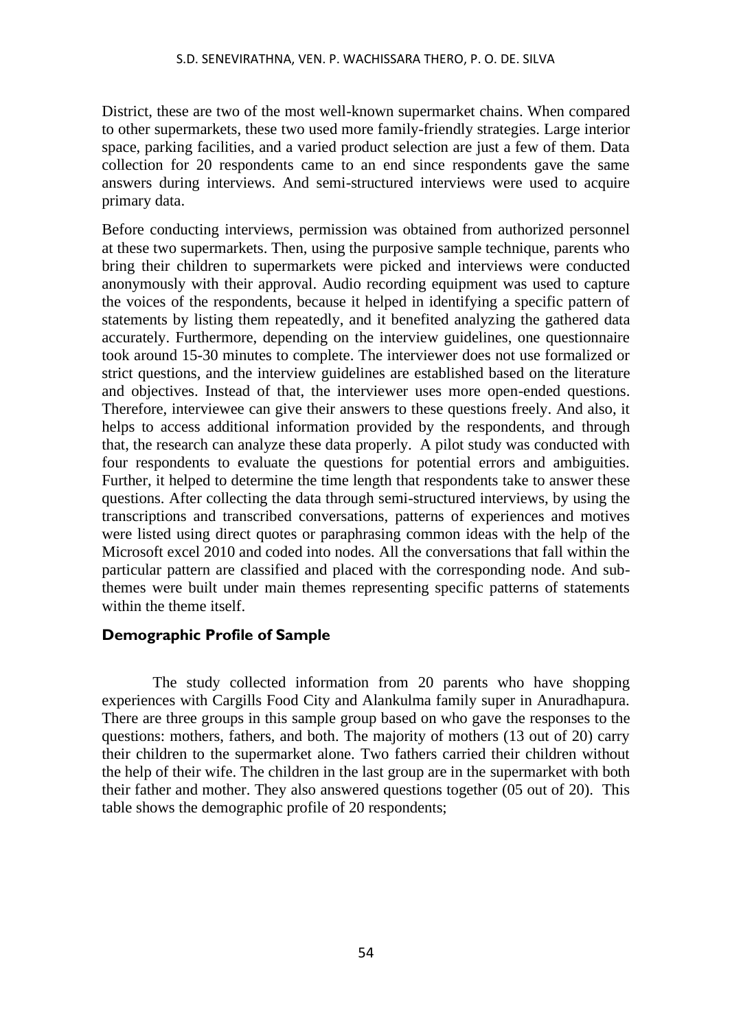District, these are two of the most well-known supermarket chains. When compared to other supermarkets, these two used more family-friendly strategies. Large interior space, parking facilities, and a varied product selection are just a few of them. Data collection for 20 respondents came to an end since respondents gave the same answers during interviews. And semi-structured interviews were used to acquire primary data.

Before conducting interviews, permission was obtained from authorized personnel at these two supermarkets. Then, using the purposive sample technique, parents who bring their children to supermarkets were picked and interviews were conducted anonymously with their approval. Audio recording equipment was used to capture the voices of the respondents, because it helped in identifying a specific pattern of statements by listing them repeatedly, and it benefited analyzing the gathered data accurately. Furthermore, depending on the interview guidelines, one questionnaire took around 15-30 minutes to complete. The interviewer does not use formalized or strict questions, and the interview guidelines are established based on the literature and objectives. Instead of that, the interviewer uses more open-ended questions. Therefore, interviewee can give their answers to these questions freely. And also, it helps to access additional information provided by the respondents, and through that, the research can analyze these data properly. A pilot study was conducted with four respondents to evaluate the questions for potential errors and ambiguities. Further, it helped to determine the time length that respondents take to answer these questions. After collecting the data through semi-structured interviews, by using the transcriptions and transcribed conversations, patterns of experiences and motives were listed using direct quotes or paraphrasing common ideas with the help of the Microsoft excel 2010 and coded into nodes. All the conversations that fall within the particular pattern are classified and placed with the corresponding node. And sub-themes were built under main themes representing specific patterns of statements within the theme itself.

## Demographic Profile of Sample

The study collected information from 20 parents who have shopping experiences with Cargills Food City and Alankulma family super in Anuradhapura. There are three groups in this sample group based on who gave the responses to the questions: mothers, fathers, and both. The majority of mothers (13 out of 20) carry their children to the supermarket alone. Two fathers carried their children without the help of their wife. The children in the last group are in the supermarket with both their father and mother. They also answered questions together (05 out of 20). This table shows the demographic profile of 20 respondents;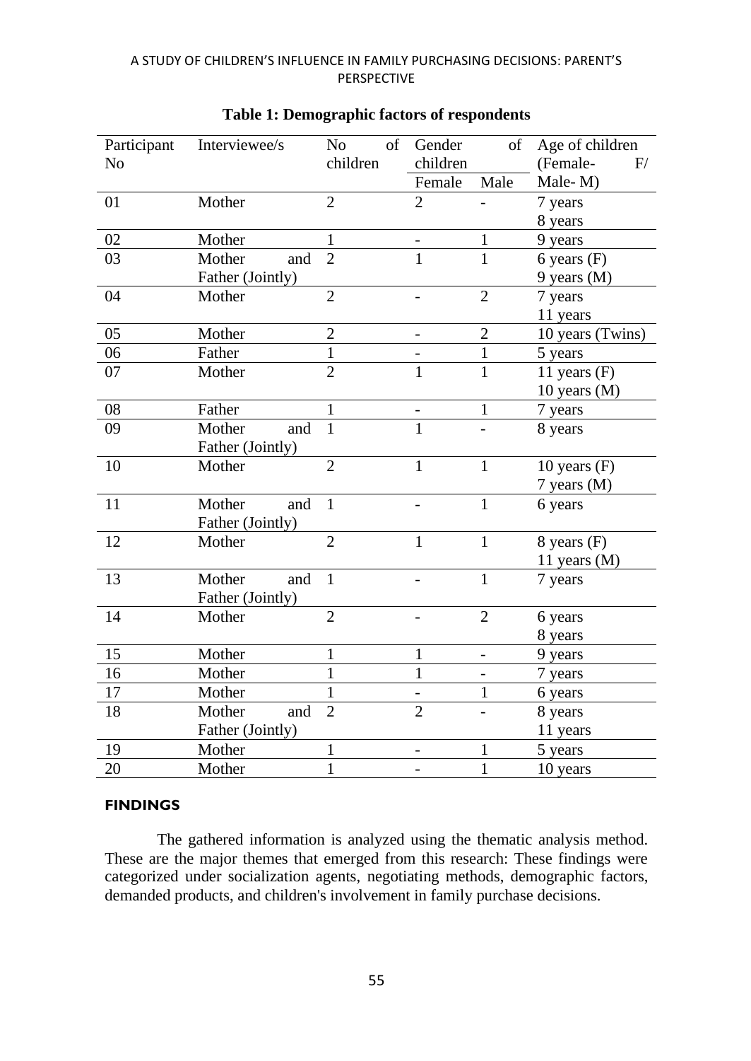**Table 1: Demographic factors of respondents**

| Participant No | Interviewee/s | No of children | Gender of children | | Age of children (Female- F/ Male- M) |
|---|---|---|---|---|---|
| | | | Female | Male | |
| 01 | Mother | 2 | 2 | - | 7 years<br>8 years |
| 02 | Mother | 1 | - | 1 | 9 years |
| 03 | Mother and Father (Jointly) | 2 | 1 | 1 | 6 years (F)<br>9 years (M) |
| 04 | Mother | 2 | - | 2 | 7 years<br>11 years |
| 05 | Mother | 2 | - | 2 | 10 years (Twins) |
| 06 | Father | 1 | - | 1 | 5 years |
| 07 | Mother | 2 | 1 | 1 | 11 years (F)<br>10 years (M) |
| 08 | Father | 1 | - | 1 | 7 years |
| 09 | Mother and Father (Jointly) | 1 | 1 | - | 8 years |
| 10 | Mother | 2 | 1 | 1 | 10 years (F)<br>7 years (M) |
| 11 | Mother and Father (Jointly) | 1 | - | 1 | 6 years |
| 12 | Mother | 2 | 1 | 1 | 8 years (F)<br>11 years (M) |
| 13 | Mother and Father (Jointly) | 1 | - | 1 | 7 years |
| 14 | Mother | 2 | - | 2 | 6 years<br>8 years |
| 15 | Mother | 1 | 1 | - | 9 years |
| 16 | Mother | 1 | 1 | - | 7 years |
| 17 | Mother | 1 | - | 1 | 6 years |
| 18 | Mother and Father (Jointly) | 2 | 2 | - | 8 years<br>11 years |
| 19 | Mother | 1 | - | 1 | 5 years |
| 20 | Mother | 1 | - | 1 | 10 years |

## FINDINGS

The gathered information is analyzed using the thematic analysis method. These are the major themes that emerged from this research: These findings were categorized under socialization agents, negotiating methods, demographic factors, demanded products, and children's involvement in family purchase decisions.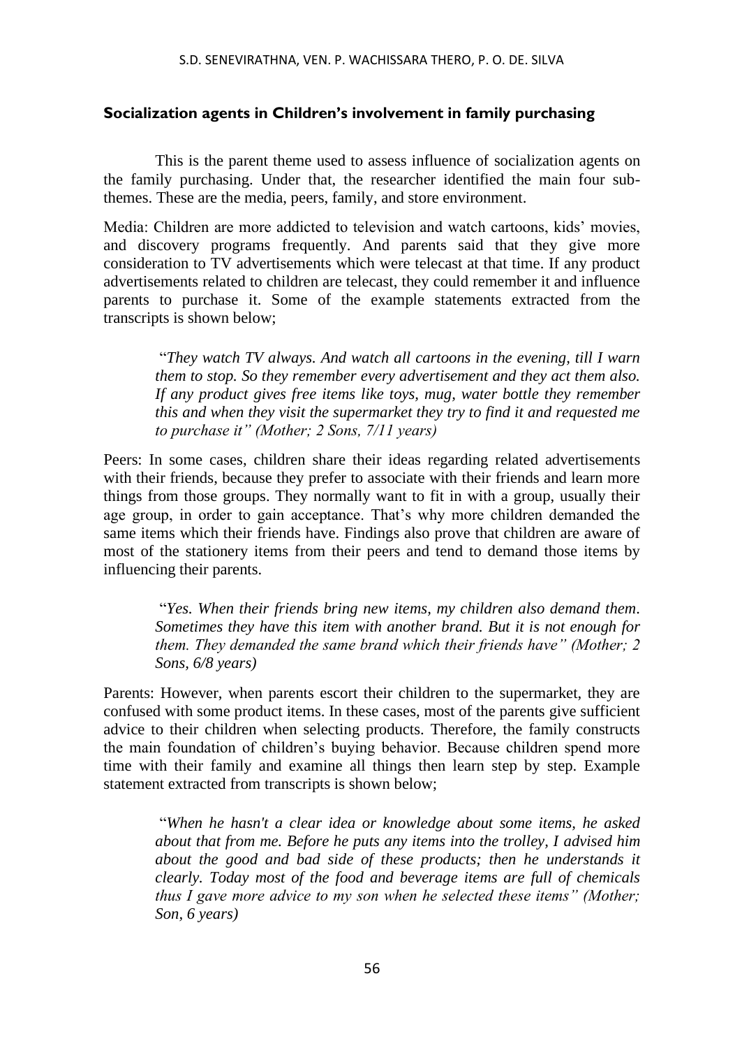### Socialization agents in Children's involvement in family purchasing

This is the parent theme used to assess influence of socialization agents on the family purchasing. Under that, the researcher identified the main four sub-themes. These are the media, peers, family, and store environment.

Media: Children are more addicted to television and watch cartoons, kids' movies, and discovery programs frequently. And parents said that they give more consideration to TV advertisements which were telecast at that time. If any product advertisements related to children are telecast, they could remember it and influence parents to purchase it. Some of the example statements extracted from the transcripts is shown below;

> "*They watch TV always. And watch all cartoons in the evening, till I warn them to stop. So they remember every advertisement and they act them also. If any product gives free items like toys, mug, water bottle they remember this and when they visit the supermarket they try to find it and requested me to purchase it" (Mother; 2 Sons, 7/11 years)*

Peers: In some cases, children share their ideas regarding related advertisements with their friends, because they prefer to associate with their friends and learn more things from those groups. They normally want to fit in with a group, usually their age group, in order to gain acceptance. That's why more children demanded the same items which their friends have. Findings also prove that children are aware of most of the stationery items from their peers and tend to demand those items by influencing their parents.

> "*Yes. When their friends bring new items, my children also demand them. Sometimes they have this item with another brand. But it is not enough for them. They demanded the same brand which their friends have" (Mother; 2 Sons, 6/8 years)*

Parents: However, when parents escort their children to the supermarket, they are confused with some product items. In these cases, most of the parents give sufficient advice to their children when selecting products. Therefore, the family constructs the main foundation of children's buying behavior. Because children spend more time with their family and examine all things then learn step by step. Example statement extracted from transcripts is shown below;

> "*When he hasn't a clear idea or knowledge about some items, he asked about that from me. Before he puts any items into the trolley, I advised him about the good and bad side of these products; then he understands it clearly. Today most of the food and beverage items are full of chemicals thus I gave more advice to my son when he selected these items" (Mother; Son, 6 years)*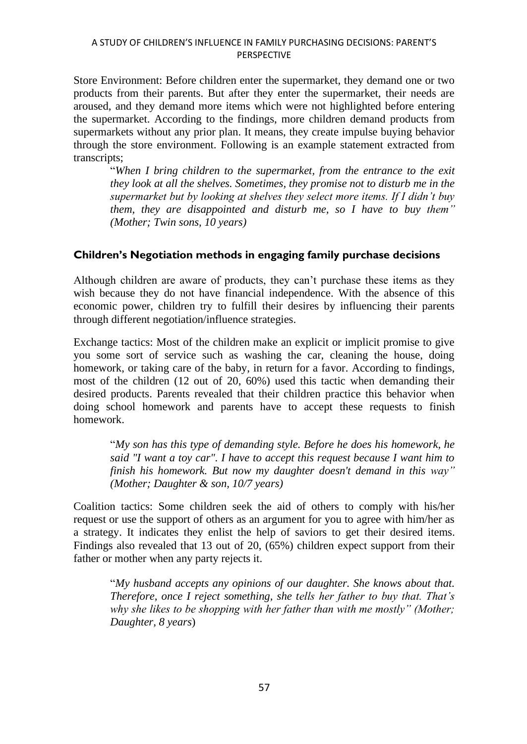Store Environment: Before children enter the supermarket, they demand one or two products from their parents. But after they enter the supermarket, their needs are aroused, and they demand more items which were not highlighted before entering the supermarket. According to the findings, more children demand products from supermarkets without any prior plan. It means, they create impulse buying behavior through the store environment. Following is an example statement extracted from transcripts;

> "*When I bring children to the supermarket, from the entrance to the exit they look at all the shelves. Sometimes, they promise not to disturb me in the supermarket but by looking at shelves they select more items. If I didn't buy them, they are disappointed and disturb me, so I have to buy them" (Mother; Twin sons, 10 years)*

## Children's Negotiation methods in engaging family purchase decisions

Although children are aware of products, they can't purchase these items as they wish because they do not have financial independence. With the absence of this economic power, children try to fulfill their desires by influencing their parents through different negotiation/influence strategies.

Exchange tactics: Most of the children make an explicit or implicit promise to give you some sort of service such as washing the car, cleaning the house, doing homework, or taking care of the baby, in return for a favor. According to findings, most of the children (12 out of 20, 60%) used this tactic when demanding their desired products. Parents revealed that their children practice this behavior when doing school homework and parents have to accept these requests to finish homework.

> "*My son has this type of demanding style. Before he does his homework, he said "I want a toy car". I have to accept this request because I want him to finish his homework. But now my daughter doesn't demand in this way" (Mother; Daughter & son, 10/7 years)*

Coalition tactics: Some children seek the aid of others to comply with his/her request or use the support of others as an argument for you to agree with him/her as a strategy. It indicates they enlist the help of saviors to get their desired items. Findings also revealed that 13 out of 20, (65%) children expect support from their father or mother when any party rejects it.

> "*My husband accepts any opinions of our daughter. She knows about that. Therefore, once I reject something, she tells her father to buy that. That's why she likes to be shopping with her father than with me mostly" (Mother; Daughter, 8 years*)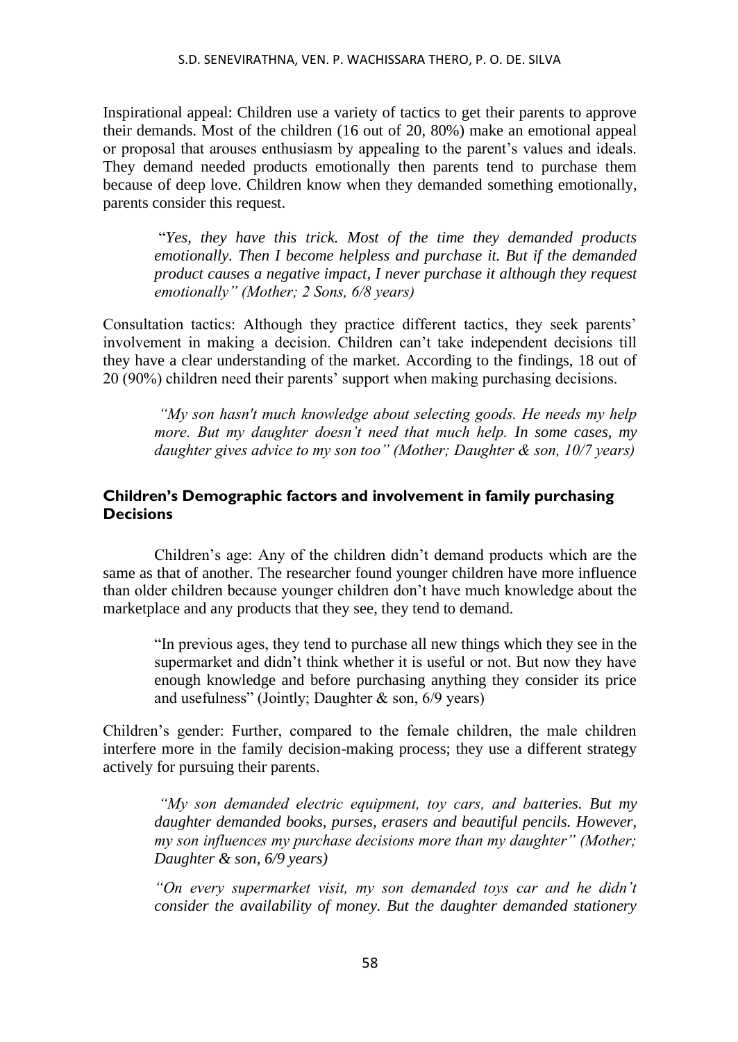Inspirational appeal: Children use a variety of tactics to get their parents to approve their demands. Most of the children (16 out of 20, 80%) make an emotional appeal or proposal that arouses enthusiasm by appealing to the parent's values and ideals. They demand needed products emotionally then parents tend to purchase them because of deep love. Children know when they demanded something emotionally, parents consider this request.

> "*Yes, they have this trick. Most of the time they demanded products emotionally. Then I become helpless and purchase it. But if the demanded product causes a negative impact, I never purchase it although they request emotionally" (Mother; 2 Sons, 6/8 years)*

Consultation tactics: Although they practice different tactics, they seek parents' involvement in making a decision. Children can't take independent decisions till they have a clear understanding of the market. According to the findings, 18 out of 20 (90%) children need their parents' support when making purchasing decisions.

> *"My son hasn't much knowledge about selecting goods. He needs my help more. But my daughter doesn't need that much help. In some cases, my daughter gives advice to my son too" (Mother; Daughter & son, 10/7 years)*

## Children's Demographic factors and involvement in family purchasing Decisions

Children's age: Any of the children didn't demand products which are the same as that of another. The researcher found younger children have more influence than older children because younger children don't have much knowledge about the marketplace and any products that they see, they tend to demand.

> "In previous ages, they tend to purchase all new things which they see in the supermarket and didn't think whether it is useful or not. But now they have enough knowledge and before purchasing anything they consider its price and usefulness" (Jointly; Daughter & son, 6/9 years)

Children's gender: Further, compared to the female children, the male children interfere more in the family decision-making process; they use a different strategy actively for pursuing their parents.

> *"My son demanded electric equipment, toy cars, and batteries. But my daughter demanded books, purses, erasers and beautiful pencils. However, my son influences my purchase decisions more than my daughter" (Mother; Daughter & son, 6/9 years)*
>
> *"On every supermarket visit, my son demanded toys car and he didn't consider the availability of money. But the daughter demanded stationery*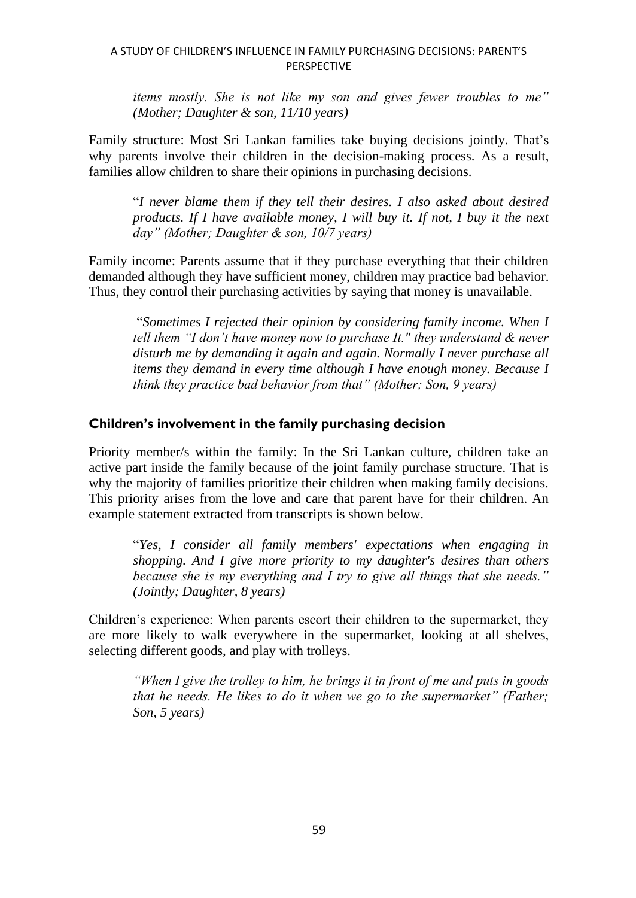*items mostly. She is not like my son and gives fewer troubles to me" (Mother; Daughter & son, 11/10 years)*

Family structure: Most Sri Lankan families take buying decisions jointly. That's why parents involve their children in the decision-making process. As a result, families allow children to share their opinions in purchasing decisions.

> "*I never blame them if they tell their desires. I also asked about desired products. If I have available money, I will buy it. If not, I buy it the next day" (Mother; Daughter & son, 10/7 years)*

Family income: Parents assume that if they purchase everything that their children demanded although they have sufficient money, children may practice bad behavior. Thus, they control their purchasing activities by saying that money is unavailable.

> "*Sometimes I rejected their opinion by considering family income. When I tell them "I don't have money now to purchase It." they understand & never disturb me by demanding it again and again. Normally I never purchase all items they demand in every time although I have enough money. Because I think they practice bad behavior from that" (Mother; Son, 9 years)*

### Children's involvement in the family purchasing decision

Priority member/s within the family: In the Sri Lankan culture, children take an active part inside the family because of the joint family purchase structure. That is why the majority of families prioritize their children when making family decisions. This priority arises from the love and care that parent have for their children. An example statement extracted from transcripts is shown below.

> "*Yes, I consider all family members' expectations when engaging in shopping. And I give more priority to my daughter's desires than others because she is my everything and I try to give all things that she needs." (Jointly; Daughter, 8 years)*

Children's experience: When parents escort their children to the supermarket, they are more likely to walk everywhere in the supermarket, looking at all shelves, selecting different goods, and play with trolleys.

> *"When I give the trolley to him, he brings it in front of me and puts in goods that he needs. He likes to do it when we go to the supermarket" (Father; Son, 5 years)*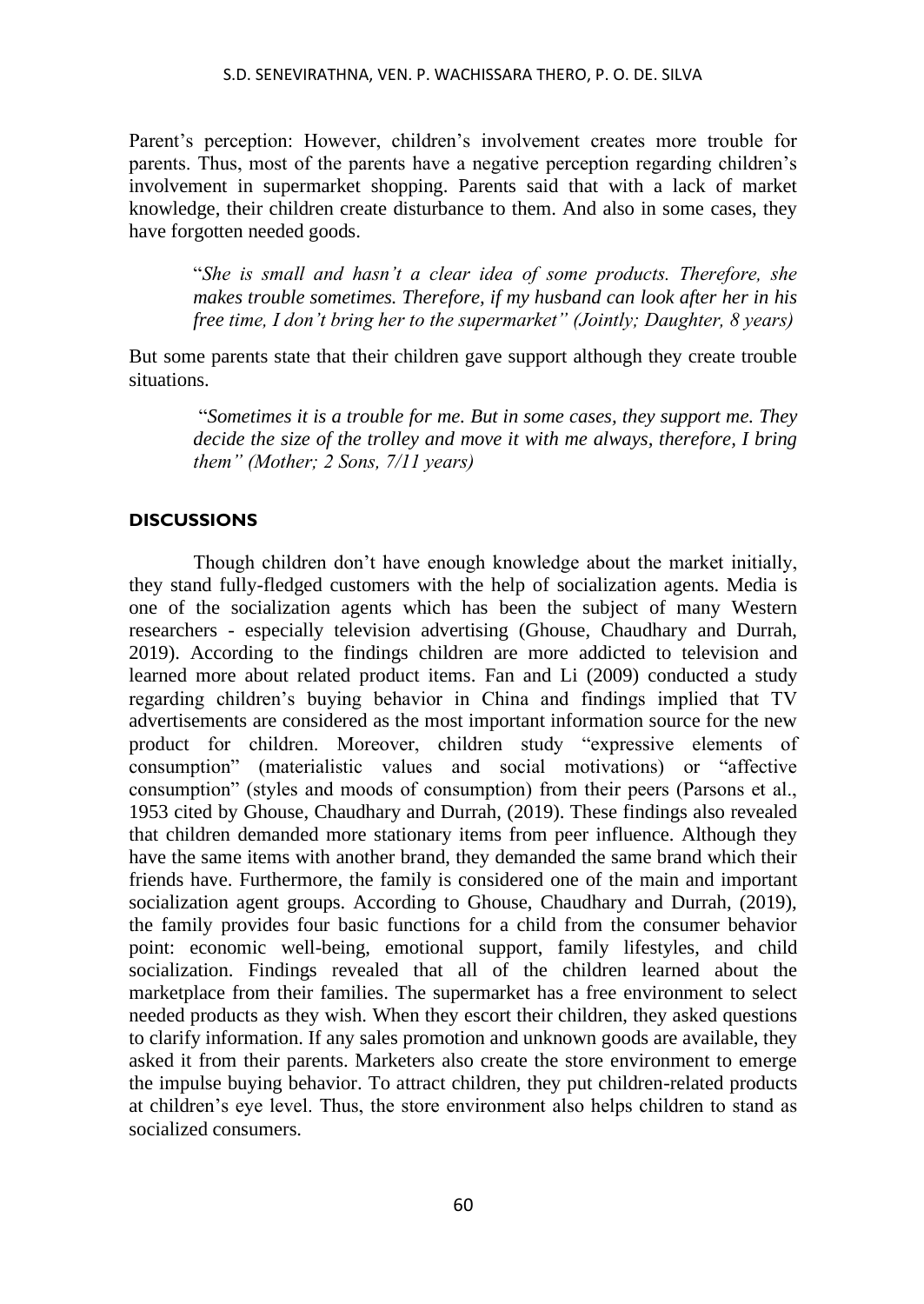Parent's perception: However, children's involvement creates more trouble for parents. Thus, most of the parents have a negative perception regarding children's involvement in supermarket shopping. Parents said that with a lack of market knowledge, their children create disturbance to them. And also in some cases, they have forgotten needed goods.

> "*She is small and hasn't a clear idea of some products. Therefore, she makes trouble sometimes. Therefore, if my husband can look after her in his free time, I don't bring her to the supermarket" (Jointly; Daughter, 8 years)*

But some parents state that their children gave support although they create trouble situations.

> "*Sometimes it is a trouble for me. But in some cases, they support me. They decide the size of the trolley and move it with me always, therefore, I bring them" (Mother; 2 Sons, 7/11 years)*

## DISCUSSIONS

Though children don't have enough knowledge about the market initially, they stand fully-fledged customers with the help of socialization agents. Media is one of the socialization agents which has been the subject of many Western researchers - especially television advertising (Ghouse, Chaudhary and Durrah, 2019). According to the findings children are more addicted to television and learned more about related product items. Fan and Li (2009) conducted a study regarding children's buying behavior in China and findings implied that TV advertisements are considered as the most important information source for the new product for children. Moreover, children study "expressive elements of consumption" (materialistic values and social motivations) or "affective consumption" (styles and moods of consumption) from their peers (Parsons et al., 1953 cited by Ghouse, Chaudhary and Durrah, (2019). These findings also revealed that children demanded more stationary items from peer influence. Although they have the same items with another brand, they demanded the same brand which their friends have. Furthermore, the family is considered one of the main and important socialization agent groups. According to Ghouse, Chaudhary and Durrah, (2019), the family provides four basic functions for a child from the consumer behavior point: economic well-being, emotional support, family lifestyles, and child socialization. Findings revealed that all of the children learned about the marketplace from their families. The supermarket has a free environment to select needed products as they wish. When they escort their children, they asked questions to clarify information. If any sales promotion and unknown goods are available, they asked it from their parents. Marketers also create the store environment to emerge the impulse buying behavior. To attract children, they put children-related products at children's eye level. Thus, the store environment also helps children to stand as socialized consumers.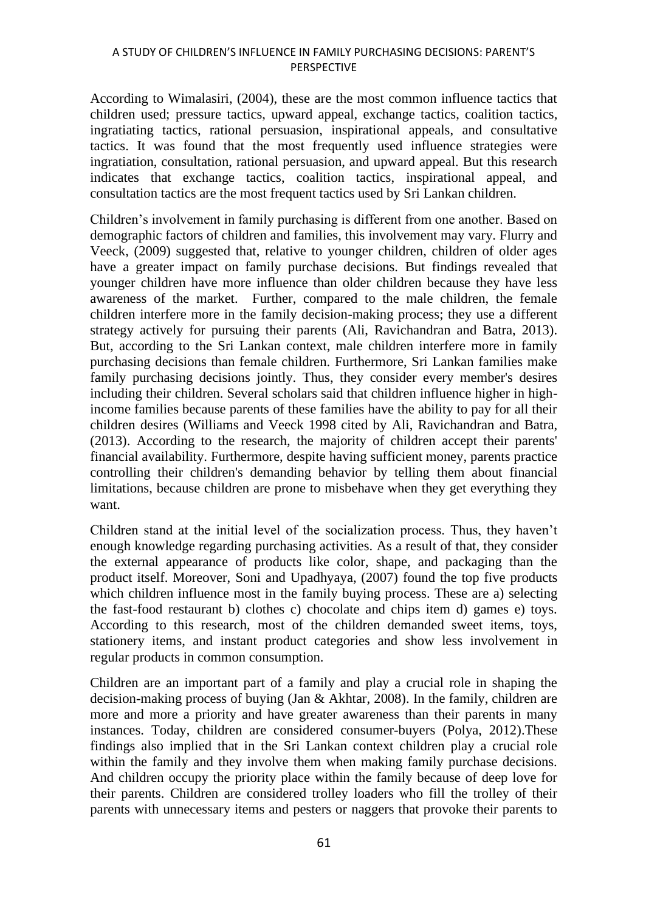According to Wimalasiri, (2004), these are the most common influence tactics that children used; pressure tactics, upward appeal, exchange tactics, coalition tactics, ingratiating tactics, rational persuasion, inspirational appeals, and consultative tactics. It was found that the most frequently used influence strategies were ingratiation, consultation, rational persuasion, and upward appeal. But this research indicates that exchange tactics, coalition tactics, inspirational appeal, and consultation tactics are the most frequent tactics used by Sri Lankan children.

Children's involvement in family purchasing is different from one another. Based on demographic factors of children and families, this involvement may vary. Flurry and Veeck, (2009) suggested that, relative to younger children, children of older ages have a greater impact on family purchase decisions. But findings revealed that younger children have more influence than older children because they have less awareness of the market. Further, compared to the male children, the female children interfere more in the family decision-making process; they use a different strategy actively for pursuing their parents (Ali, Ravichandran and Batra, 2013). But, according to the Sri Lankan context, male children interfere more in family purchasing decisions than female children. Furthermore, Sri Lankan families make family purchasing decisions jointly. Thus, they consider every member's desires including their children. Several scholars said that children influence higher in high-income families because parents of these families have the ability to pay for all their children desires (Williams and Veeck 1998 cited by Ali, Ravichandran and Batra, (2013). According to the research, the majority of children accept their parents' financial availability. Furthermore, despite having sufficient money, parents practice controlling their children's demanding behavior by telling them about financial limitations, because children are prone to misbehave when they get everything they want.

Children stand at the initial level of the socialization process. Thus, they haven't enough knowledge regarding purchasing activities. As a result of that, they consider the external appearance of products like color, shape, and packaging than the product itself. Moreover, Soni and Upadhyaya, (2007) found the top five products which children influence most in the family buying process. These are a) selecting the fast-food restaurant b) clothes c) chocolate and chips item d) games e) toys. According to this research, most of the children demanded sweet items, toys, stationery items, and instant product categories and show less involvement in regular products in common consumption.

Children are an important part of a family and play a crucial role in shaping the decision-making process of buying (Jan & Akhtar, 2008). In the family, children are more and more a priority and have greater awareness than their parents in many instances. Today, children are considered consumer-buyers (Polya, 2012).These findings also implied that in the Sri Lankan context children play a crucial role within the family and they involve them when making family purchase decisions. And children occupy the priority place within the family because of deep love for their parents. Children are considered trolley loaders who fill the trolley of their parents with unnecessary items and pesters or naggers that provoke their parents to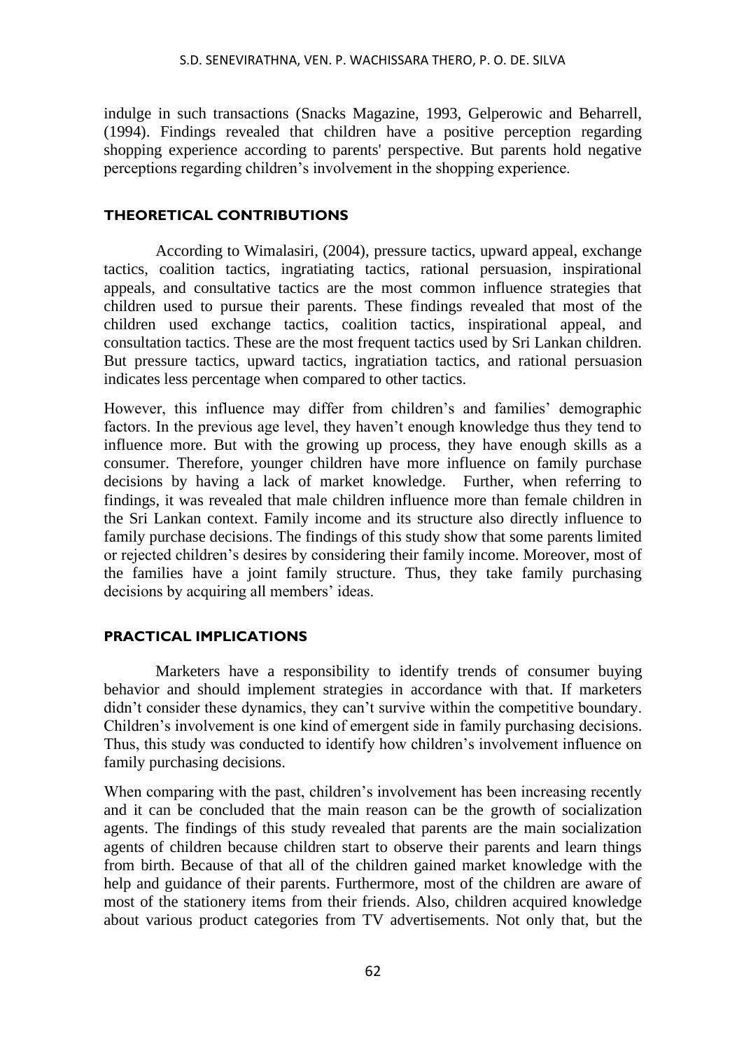indulge in such transactions (Snacks Magazine, 1993, Gelperowic and Beharrell, (1994). Findings revealed that children have a positive perception regarding shopping experience according to parents' perspective. But parents hold negative perceptions regarding children's involvement in the shopping experience.

## THEORETICAL CONTRIBUTIONS

According to Wimalasiri, (2004), pressure tactics, upward appeal, exchange tactics, coalition tactics, ingratiating tactics, rational persuasion, inspirational appeals, and consultative tactics are the most common influence strategies that children used to pursue their parents. These findings revealed that most of the children used exchange tactics, coalition tactics, inspirational appeal, and consultation tactics. These are the most frequent tactics used by Sri Lankan children. But pressure tactics, upward tactics, ingratiation tactics, and rational persuasion indicates less percentage when compared to other tactics.

However, this influence may differ from children's and families' demographic factors. In the previous age level, they haven't enough knowledge thus they tend to influence more. But with the growing up process, they have enough skills as a consumer. Therefore, younger children have more influence on family purchase decisions by having a lack of market knowledge. Further, when referring to findings, it was revealed that male children influence more than female children in the Sri Lankan context. Family income and its structure also directly influence to family purchase decisions. The findings of this study show that some parents limited or rejected children's desires by considering their family income. Moreover, most of the families have a joint family structure. Thus, they take family purchasing decisions by acquiring all members' ideas.

## PRACTICAL IMPLICATIONS

Marketers have a responsibility to identify trends of consumer buying behavior and should implement strategies in accordance with that. If marketers didn't consider these dynamics, they can't survive within the competitive boundary. Children's involvement is one kind of emergent side in family purchasing decisions. Thus, this study was conducted to identify how children's involvement influence on family purchasing decisions.

When comparing with the past, children's involvement has been increasing recently and it can be concluded that the main reason can be the growth of socialization agents. The findings of this study revealed that parents are the main socialization agents of children because children start to observe their parents and learn things from birth. Because of that all of the children gained market knowledge with the help and guidance of their parents. Furthermore, most of the children are aware of most of the stationery items from their friends. Also, children acquired knowledge about various product categories from TV advertisements. Not only that, but the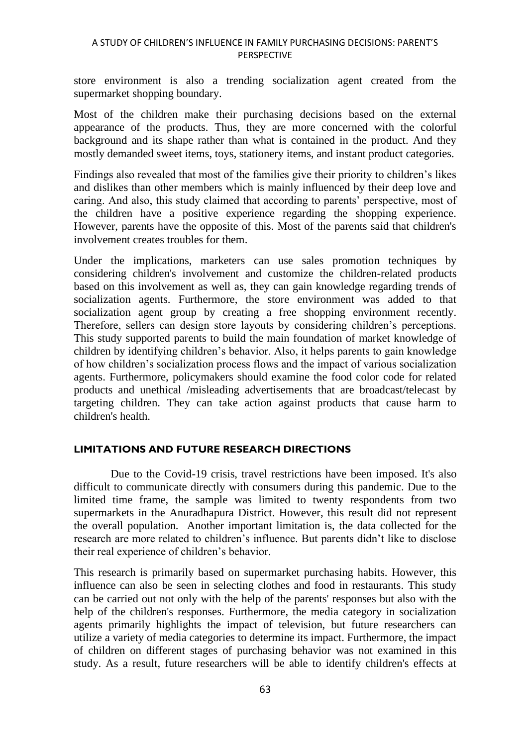store environment is also a trending socialization agent created from the supermarket shopping boundary.

Most of the children make their purchasing decisions based on the external appearance of the products. Thus, they are more concerned with the colorful background and its shape rather than what is contained in the product. And they mostly demanded sweet items, toys, stationery items, and instant product categories.

Findings also revealed that most of the families give their priority to children's likes and dislikes than other members which is mainly influenced by their deep love and caring. And also, this study claimed that according to parents' perspective, most of the children have a positive experience regarding the shopping experience. However, parents have the opposite of this. Most of the parents said that children's involvement creates troubles for them.

Under the implications, marketers can use sales promotion techniques by considering children's involvement and customize the children-related products based on this involvement as well as, they can gain knowledge regarding trends of socialization agents. Furthermore, the store environment was added to that socialization agent group by creating a free shopping environment recently. Therefore, sellers can design store layouts by considering children's perceptions. This study supported parents to build the main foundation of market knowledge of children by identifying children's behavior. Also, it helps parents to gain knowledge of how children's socialization process flows and the impact of various socialization agents. Furthermore, policymakers should examine the food color code for related products and unethical /misleading advertisements that are broadcast/telecast by targeting children. They can take action against products that cause harm to children's health.

## LIMITATIONS AND FUTURE RESEARCH DIRECTIONS

Due to the Covid-19 crisis, travel restrictions have been imposed. It's also difficult to communicate directly with consumers during this pandemic. Due to the limited time frame, the sample was limited to twenty respondents from two supermarkets in the Anuradhapura District. However, this result did not represent the overall population. Another important limitation is, the data collected for the research are more related to children's influence. But parents didn't like to disclose their real experience of children's behavior.

This research is primarily based on supermarket purchasing habits. However, this influence can also be seen in selecting clothes and food in restaurants. This study can be carried out not only with the help of the parents' responses but also with the help of the children's responses. Furthermore, the media category in socialization agents primarily highlights the impact of television, but future researchers can utilize a variety of media categories to determine its impact. Furthermore, the impact of children on different stages of purchasing behavior was not examined in this study. As a result, future researchers will be able to identify children's effects at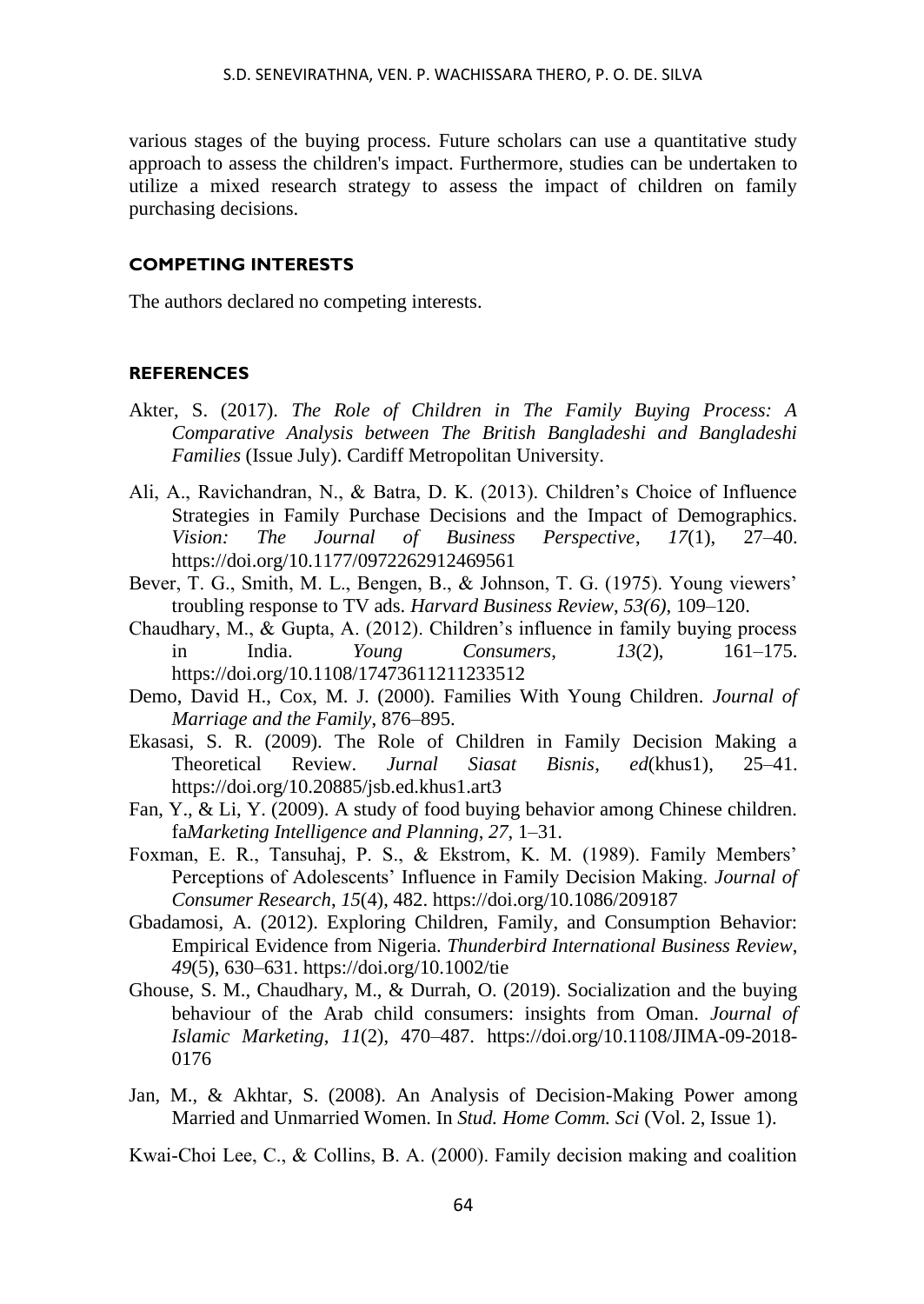various stages of the buying process. Future scholars can use a quantitative study approach to assess the children's impact. Furthermore, studies can be undertaken to utilize a mixed research strategy to assess the impact of children on family purchasing decisions.

## COMPETING INTERESTS

The authors declared no competing interests.

## REFERENCES

Akter, S. (2017). *The Role of Children in The Family Buying Process: A Comparative Analysis between The British Bangladeshi and Bangladeshi Families* (Issue July). Cardiff Metropolitan University.

Ali, A., Ravichandran, N., & Batra, D. K. (2013). Children's Choice of Influence Strategies in Family Purchase Decisions and the Impact of Demographics. *Vision: The Journal of Business Perspective*, *17*(1), 27–40. https://doi.org/10.1177/0972262912469561

Bever, T. G., Smith, M. L., Bengen, B., & Johnson, T. G. (1975). Young viewers' troubling response to TV ads. *Harvard Business Review*, *53(6)*, 109–120.

Chaudhary, M., & Gupta, A. (2012). Children's influence in family buying process in India. *Young Consumers*, *13*(2), 161–175. https://doi.org/10.1108/17473611211233512

Demo, David H., Cox, M. J. (2000). Families With Young Children. *Journal of Marriage and the Family*, 876–895.

Ekasasi, S. R. (2009). The Role of Children in Family Decision Making a Theoretical Review. *Jurnal Siasat Bisnis*, *ed*(khus1), 25–41. https://doi.org/10.20885/jsb.ed.khus1.art3

Fan, Y., & Li, Y. (2009). A study of food buying behavior among Chinese children. fa*Marketing Intelligence and Planning*, *27*, 1–31.

Foxman, E. R., Tansuhaj, P. S., & Ekstrom, K. M. (1989). Family Members' Perceptions of Adolescents' Influence in Family Decision Making. *Journal of Consumer Research*, *15*(4), 482. https://doi.org/10.1086/209187

Gbadamosi, A. (2012). Exploring Children, Family, and Consumption Behavior: Empirical Evidence from Nigeria. *Thunderbird International Business Review*, *49*(5), 630–631. https://doi.org/10.1002/tie

Ghouse, S. M., Chaudhary, M., & Durrah, O. (2019). Socialization and the buying behaviour of the Arab child consumers: insights from Oman. *Journal of Islamic Marketing*, *11*(2), 470–487. https://doi.org/10.1108/JIMA-09-2018-0176

Jan, M., & Akhtar, S. (2008). An Analysis of Decision-Making Power among Married and Unmarried Women. In *Stud. Home Comm. Sci* (Vol. 2, Issue 1).

Kwai-Choi Lee, C., & Collins, B. A. (2000). Family decision making and coalition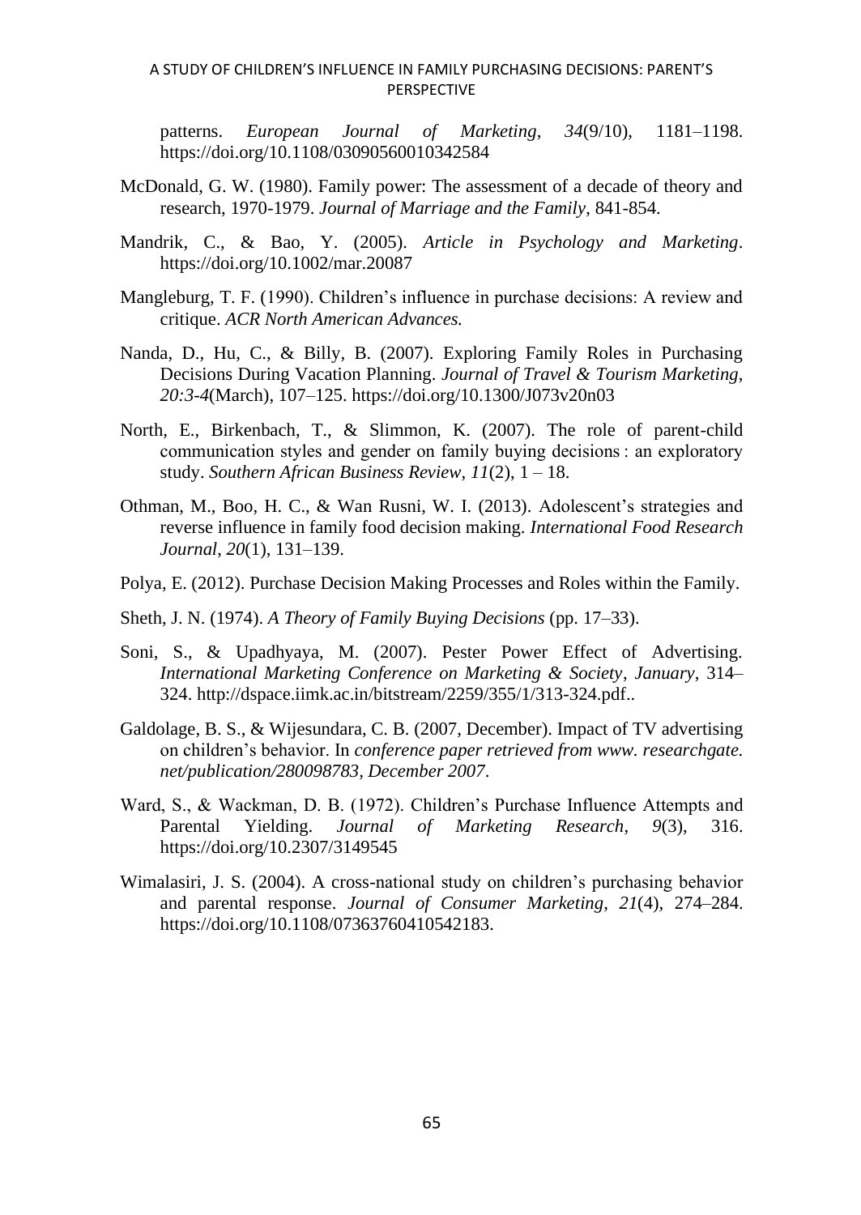patterns. *European Journal of Marketing*, *34*(9/10), 1181–1198. https://doi.org/10.1108/03090560010342584

McDonald, G. W. (1980). Family power: The assessment of a decade of theory and research, 1970-1979. *Journal of Marriage and the Family*, 841-854.

Mandrik, C., & Bao, Y. (2005). *Article in Psychology and Marketing*. https://doi.org/10.1002/mar.20087

Mangleburg, T. F. (1990). Children's influence in purchase decisions: A review and critique. *ACR North American Advances.*

Nanda, D., Hu, C., & Billy, B. (2007). Exploring Family Roles in Purchasing Decisions During Vacation Planning. *Journal of Travel & Tourism Marketing*, *20:3-4*(March), 107–125. https://doi.org/10.1300/J073v20n03

North, E., Birkenbach, T., & Slimmon, K. (2007). The role of parent-child communication styles and gender on family buying decisions : an exploratory study. *Southern African Business Review*, *11*(2), 1 – 18.

Othman, M., Boo, H. C., & Wan Rusni, W. I. (2013). Adolescent's strategies and reverse influence in family food decision making. *International Food Research Journal*, *20*(1), 131–139.

Polya, E. (2012). Purchase Decision Making Processes and Roles within the Family.

Sheth, J. N. (1974). *A Theory of Family Buying Decisions* (pp. 17–33).

Soni, S., & Upadhyaya, M. (2007). Pester Power Effect of Advertising. *International Marketing Conference on Marketing & Society*, *January*, 314–324. http://dspace.iimk.ac.in/bitstream/2259/355/1/313-324.pdf..

Galdolage, B. S., & Wijesundara, C. B. (2007, December). Impact of TV advertising on children's behavior. In *conference paper retrieved from www. researchgate. net/publication/280098783, December 2007*.

Ward, S., & Wackman, D. B. (1972). Children's Purchase Influence Attempts and Parental Yielding. *Journal of Marketing Research*, *9*(3), 316. https://doi.org/10.2307/3149545

Wimalasiri, J. S. (2004). A cross-national study on children's purchasing behavior and parental response. *Journal of Consumer Marketing*, *21*(4), 274–284. https://doi.org/10.1108/07363760410542183.